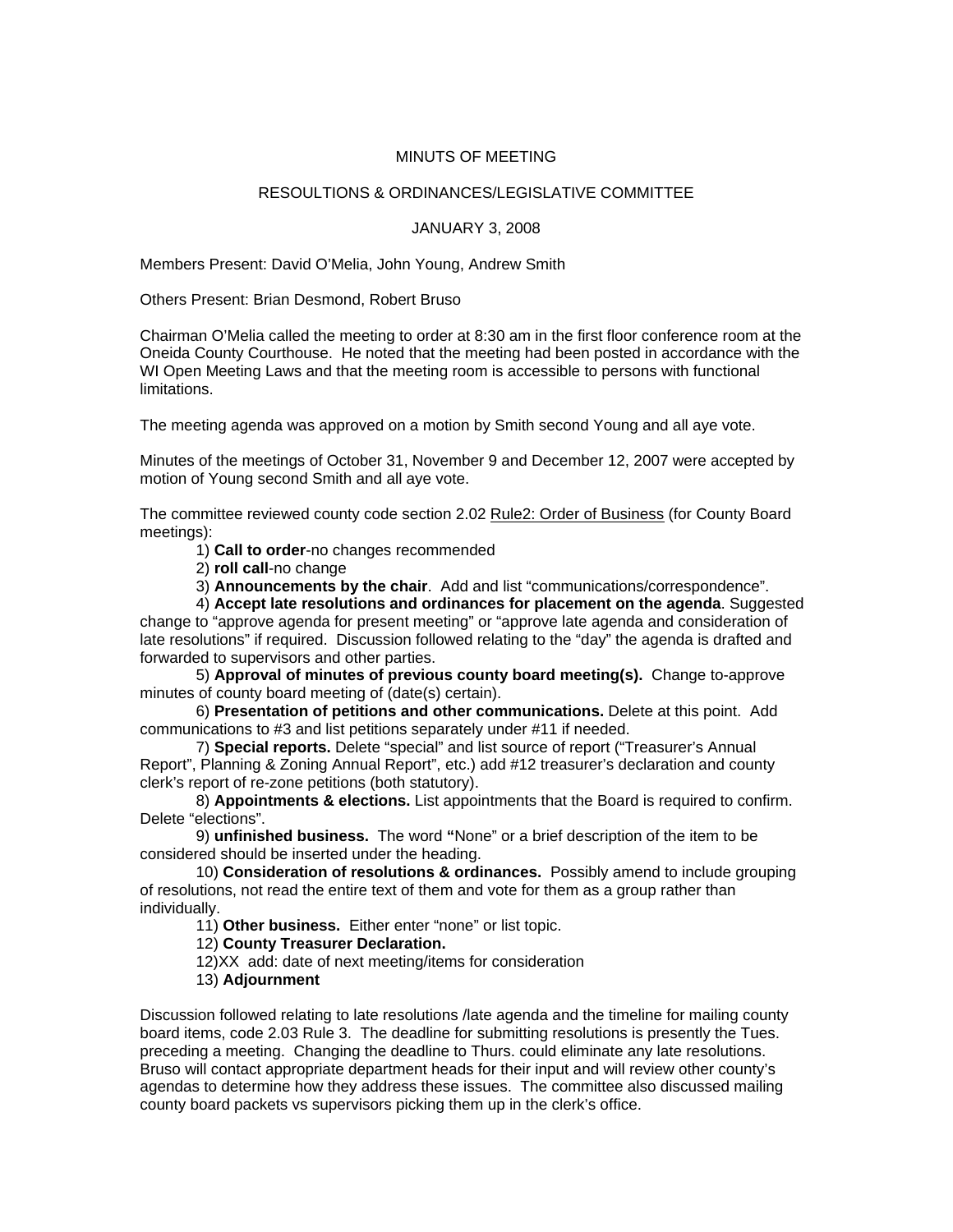MINUTS OF MEETING

RESOULTIONS & ORDINANCES/LEGISLATIVE COMMITTEE

JANUARY 3, 2008

Members Present: David O'Melia, John Young, Andrew Smith

Others Present: Brian Desmond, Robert Bruso

Chairman O'Melia called the meeting to order at 8:30 am in the first floor conference room at the Oneida County Courthouse. He noted that the meeting had been posted in accordance with the WI Open Meeting Laws and that the meeting room is accessible to persons with functional limitations.

The meeting agenda was approved on a motion by Smith second Young and all aye vote.

Minutes of the meetings of October 31, November 9 and December 12, 2007 were accepted by motion of Young second Smith and all aye vote.

The committee reviewed county code section 2.02 Rule2: Order of Business (for County Board meetings):

1) **Call to order**-no changes recommended

2) **roll call**-no change

3) **Announcements by the chair**. Add and list "communications/correspondence".

4) **Accept late resolutions and ordinances for placement on the agenda**. Suggested change to "approve agenda for present meeting" or "approve late agenda and consideration of late resolutions" if required. Discussion followed relating to the "day" the agenda is drafted and forwarded to supervisors and other parties.

5) **Approval of minutes of previous county board meeting(s).** Change to-approve minutes of county board meeting of (date(s) certain).

6) **Presentation of petitions and other communications.** Delete at this point. Add communications to #3 and list petitions separately under #11 if needed.

7) **Special reports.** Delete "special" and list source of report ("Treasurer's Annual Report", Planning & Zoning Annual Report", etc.) add #12 treasurer's declaration and county clerk's report of re-zone petitions (both statutory).

8) **Appointments & elections.** List appointments that the Board is required to confirm. Delete "elections".

9) **unfinished business.** The word **"**None" or a brief description of the item to be considered should be inserted under the heading.

10) **Consideration of resolutions & ordinances.** Possibly amend to include grouping of resolutions, not read the entire text of them and vote for them as a group rather than individually.

11) **Other business.** Either enter "none" or list topic.

12) **County Treasurer Declaration.**

12)XX add: date of next meeting/items for consideration

13) **Adjournment**

Discussion followed relating to late resolutions /late agenda and the timeline for mailing county board items, code 2.03 Rule 3. The deadline for submitting resolutions is presently the Tues. preceding a meeting. Changing the deadline to Thurs. could eliminate any late resolutions. Bruso will contact appropriate department heads for their input and will review other county's agendas to determine how they address these issues. The committee also discussed mailing county board packets vs supervisors picking them up in the clerk's office.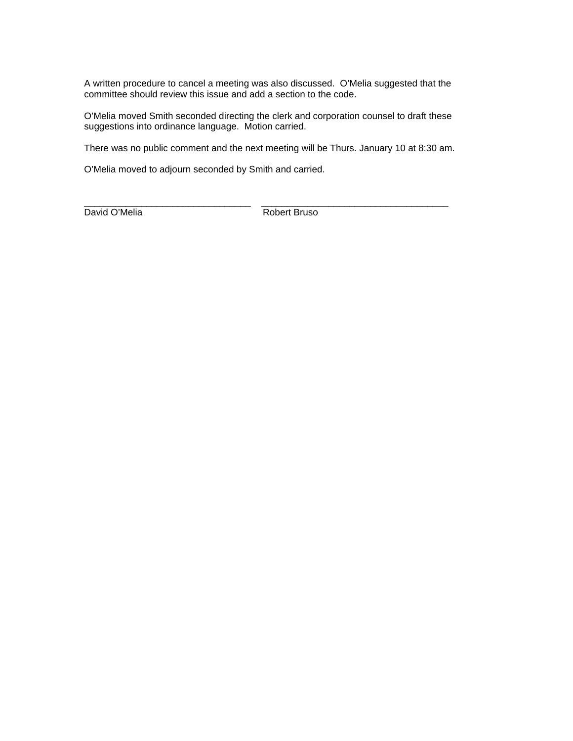A written procedure to cancel a meeting was also discussed. O'Melia suggested that the committee should review this issue and add a section to the code.

O'Melia moved Smith seconded directing the clerk and corporation counsel to draft these suggestions into ordinance language. Motion carried.

There was no public comment and the next meeting will be Thurs. January 10 at 8:30 am.

O'Melia moved to adjourn seconded by Smith and carried.

| | |
|---|---|
| _______________________________ | ___________________________________ |
| David O'Melia | Robert Bruso |